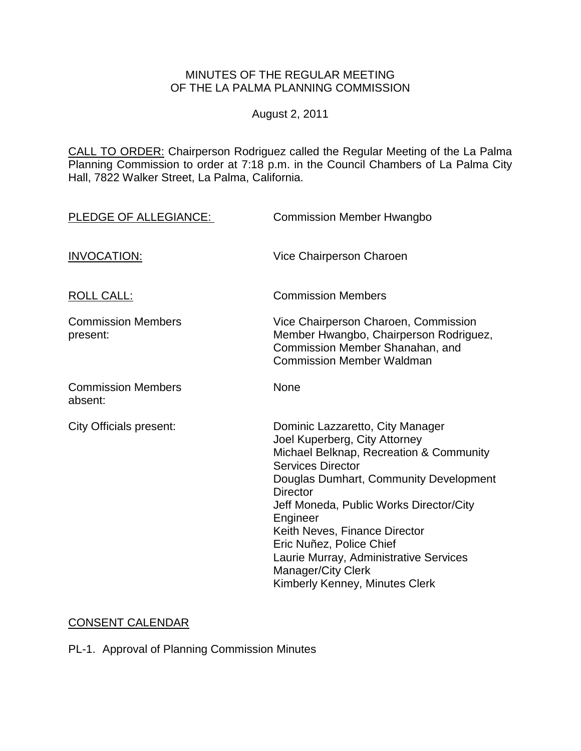MINUTES OF THE REGULAR MEETING
OF THE LA PALMA PLANNING COMMISSION

August 2, 2011

CALL TO ORDER: Chairperson Rodriguez called the Regular Meeting of the La Palma Planning Commission to order at 7:18 p.m. in the Council Chambers of La Palma City Hall, 7822 Walker Street, La Palma, California.

| | |
|---|---|
| PLEDGE OF ALLEGIANCE: | Commission Member Hwangbo |
| INVOCATION: | Vice Chairperson Charoen |
| ROLL CALL: | Commission Members |
| Commission Members present: | Vice Chairperson Charoen, Commission Member Hwangbo, Chairperson Rodriguez, Commission Member Shanahan, and Commission Member Waldman |
| Commission Members absent: | None |
| City Officials present: | Dominic Lazzaretto, City Manager<br>Joel Kuperberg, City Attorney<br>Michael Belknap, Recreation & Community Services Director<br>Douglas Dumhart, Community Development Director<br>Jeff Moneda, Public Works Director/City Engineer<br>Keith Neves, Finance Director<br>Eric Nuñez, Police Chief<br>Laurie Murray, Administrative Services Manager/City Clerk<br>Kimberly Kenney, Minutes Clerk |

CONSENT CALENDAR

PL-1. Approval of Planning Commission Minutes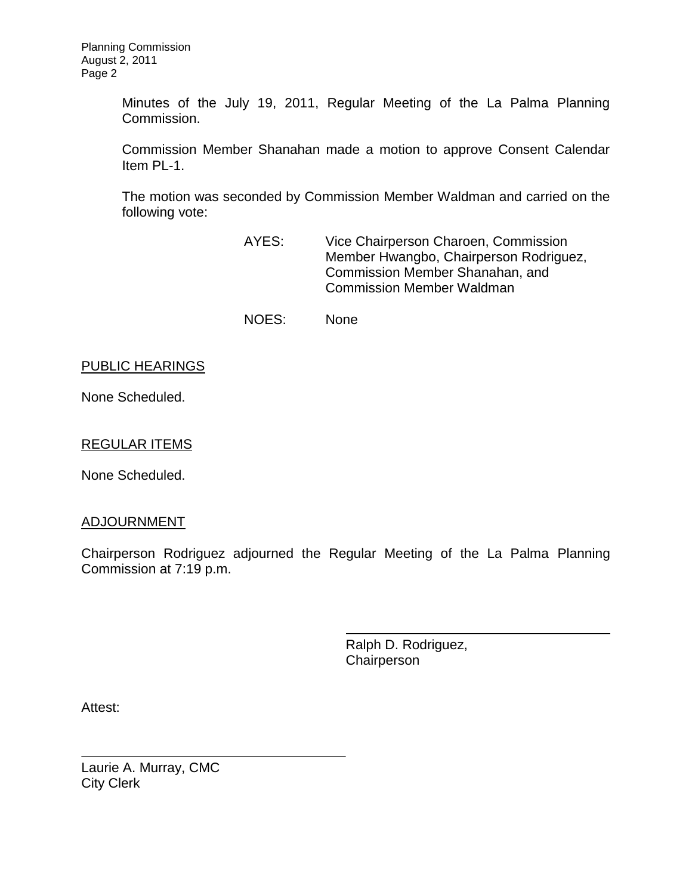Minutes of the July 19, 2011, Regular Meeting of the La Palma Planning Commission.

Commission Member Shanahan made a motion to approve Consent Calendar Item PL-1.

The motion was seconded by Commission Member Waldman and carried on the following vote:

AYES: Vice Chairperson Charoen, Commission Member Hwangbo, Chairperson Rodriguez, Commission Member Shanahan, and Commission Member Waldman

NOES: None

## PUBLIC HEARINGS

None Scheduled.

## REGULAR ITEMS

None Scheduled.

## ADJOURNMENT

Chairperson Rodriguez adjourned the Regular Meeting of the La Palma Planning Commission at 7:19 p.m.

Ralph D. Rodriguez,
Chairperson

Attest:

Laurie A. Murray, CMC
City Clerk